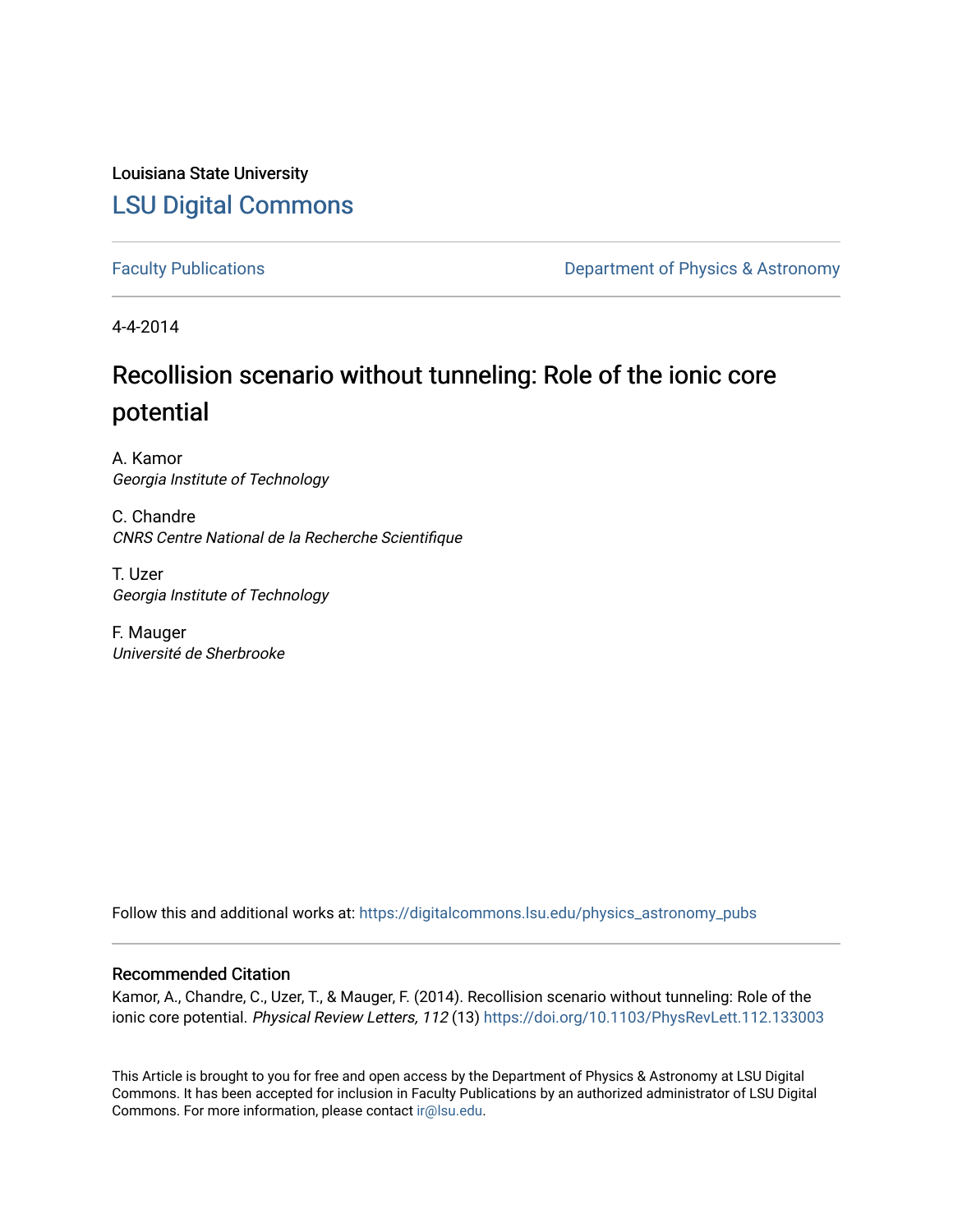Louisiana State University

# LSU Digital Commons

Faculty Publications

Department of Physics & Astronomy

4-4-2014

## Recollision scenario without tunneling: Role of the ionic core potential

A. Kamor
*Georgia Institute of Technology*

C. Chandre
*CNRS Centre National de la Recherche Scientifique*

T. Uzer
*Georgia Institute of Technology*

F. Mauger
*Université de Sherbrooke*

Follow this and additional works at: https://digitalcommons.lsu.edu/physics_astronomy_pubs

### Recommended Citation

Kamor, A., Chandre, C., Uzer, T., & Mauger, F. (2014). Recollision scenario without tunneling: Role of the ionic core potential. *Physical Review Letters, 112* (13) https://doi.org/10.1103/PhysRevLett.112.133003

This Article is brought to you for free and open access by the Department of Physics & Astronomy at LSU Digital Commons. It has been accepted for inclusion in Faculty Publications by an authorized administrator of LSU Digital Commons. For more information, please contact ir@lsu.edu.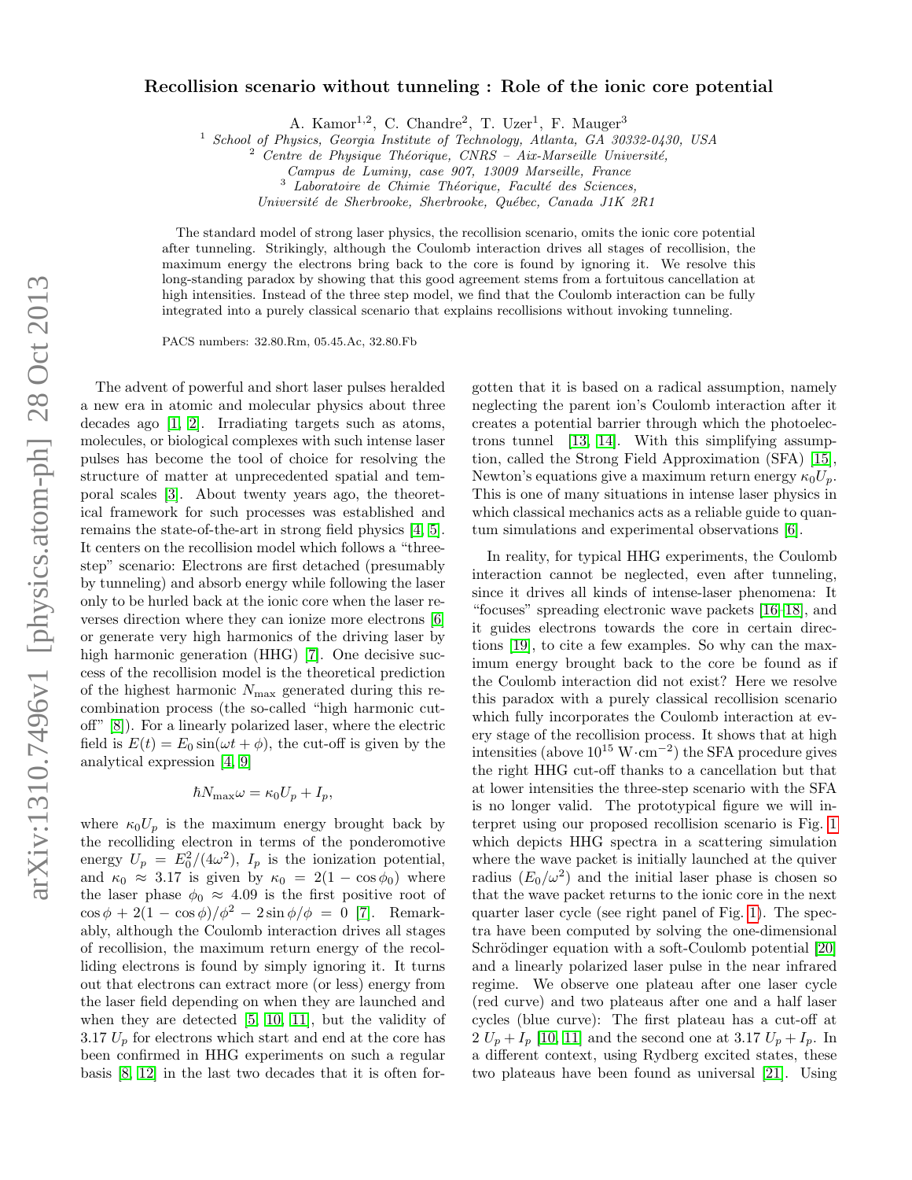# Recollision scenario without tunneling : Role of the ionic core potential

A. Kamor[1,2], C. Chandre[2], T. Uzer[1], F. Mauger[3]

[1] *School of Physics, Georgia Institute of Technology, Atlanta, GA 30332-0430, USA*
[2] *Centre de Physique Théorique, CNRS – Aix-Marseille Université, Campus de Luminy, case 907, 13009 Marseille, France*
[3] *Laboratoire de Chimie Théorique, Faculté des Sciences, Université de Sherbrooke, Sherbrooke, Québec, Canada J1K 2R1*

The standard model of strong laser physics, the recollision scenario, omits the ionic core potential after tunneling. Strikingly, although the Coulomb interaction drives all stages of recollision, the maximum energy the electrons bring back to the core is found by ignoring it. We resolve this long-standing paradox by showing that this good agreement stems from a fortuitous cancellation at high intensities. Instead of the three step model, we find that the Coulomb interaction can be fully integrated into a purely classical scenario that explains recollisions without invoking tunneling.

PACS numbers: 32.80.Rm, 05.45.Ac, 32.80.Fb

The advent of powerful and short laser pulses heralded a new era in atomic and molecular physics about three decades ago [1, 2]. Irradiating targets such as atoms, molecules, or biological complexes with such intense laser pulses has become the tool of choice for resolving the structure of matter at unprecedented spatial and temporal scales [3]. About twenty years ago, the theoretical framework for such processes was established and remains the state-of-the-art in strong field physics [4, 5]. It centers on the recollision model which follows a "three-step" scenario: Electrons are first detached (presumably by tunneling) and absorb energy while following the laser only to be hurled back at the ionic core when the laser reverses direction where they can ionize more electrons [6] or generate very high harmonics of the driving laser by high harmonic generation (HHG) [7]. One decisive success of the recollision model is the theoretical prediction of the highest harmonic $N_{\max}$ generated during this recombination process (the so-called "high harmonic cutoff" [8]). For a linearly polarized laser, where the electric field is $E(t) = E_0 \sin(\omega t + \phi)$, the cut-off is given by the analytical expression [4, 9]

$$\hbar N_{\max}\omega = \kappa_0 U_p + I_p,$$

where $\kappa_0 U_p$ is the maximum energy brought back by the recolliding electron in terms of the ponderomotive energy $U_p = E_0^2/(4\omega^2)$, $I_p$ is the ionization potential, and $\kappa_0 \approx 3.17$ is given by $\kappa_0 = 2(1 - \cos\phi_0)$ where the laser phase $\phi_0 \approx 4.09$ is the first positive root of $\cos\phi + 2(1 - \cos\phi)/\phi^2 - 2\sin\phi/\phi = 0$ [7]. Remarkably, although the Coulomb interaction drives all stages of recollision, the maximum return energy of the recolliding electrons is found by simply ignoring it. It turns out that electrons can extract more (or less) energy from the laser field depending on when they are launched and when they are detected [5, 10, 11], but the validity of $3.17\ U_p$ for electrons which start and end at the core has been confirmed in HHG experiments on such a regular basis [8, 12] in the last two decades that it is often forgotten that it is based on a radical assumption, namely neglecting the parent ion's Coulomb interaction after it creates a potential barrier through which the photoelectrons tunnel [13, 14]. With this simplifying assumption, called the Strong Field Approximation (SFA) [15], Newton's equations give a maximum return energy $\kappa_0 U_p$. This is one of many situations in intense laser physics in which classical mechanics acts as a reliable guide to quantum simulations and experimental observations [6].

In reality, for typical HHG experiments, the Coulomb interaction cannot be neglected, even after tunneling, since it drives all kinds of intense-laser phenomena: It "focuses" spreading electronic wave packets [16–18], and it guides electrons towards the core in certain directions [19], to cite a few examples. So why can the maximum energy brought back to the core be found as if the Coulomb interaction did not exist? Here we resolve this paradox with a purely classical recollision scenario which fully incorporates the Coulomb interaction at every stage of the recollision process. It shows that at high intensities (above $10^{15}\ \mathrm{W\cdot cm^{-2}}$) the SFA procedure gives the right HHG cut-off thanks to a cancellation but that at lower intensities the three-step scenario with the SFA is no longer valid. The prototypical figure we will interpret using our proposed recollision scenario is Fig. 1 which depicts HHG spectra in a scattering simulation where the wave packet is initially launched at the quiver radius ($E_0/\omega^2$) and the initial laser phase is chosen so that the wave packet returns to the ionic core in the next quarter laser cycle (see right panel of Fig. 1). The spectra have been computed by solving the one-dimensional Schrödinger equation with a soft-Coulomb potential [20] and a linearly polarized laser pulse in the near infrared regime. We observe one plateau after one laser cycle (red curve) and two plateaus after one and a half laser cycles (blue curve): The first plateau has a cut-off at $2\ U_p + I_p$ [10, 11] and the second one at $3.17\ U_p + I_p$. In a different context, using Rydberg excited states, these two plateaus have been found as universal [21]. Using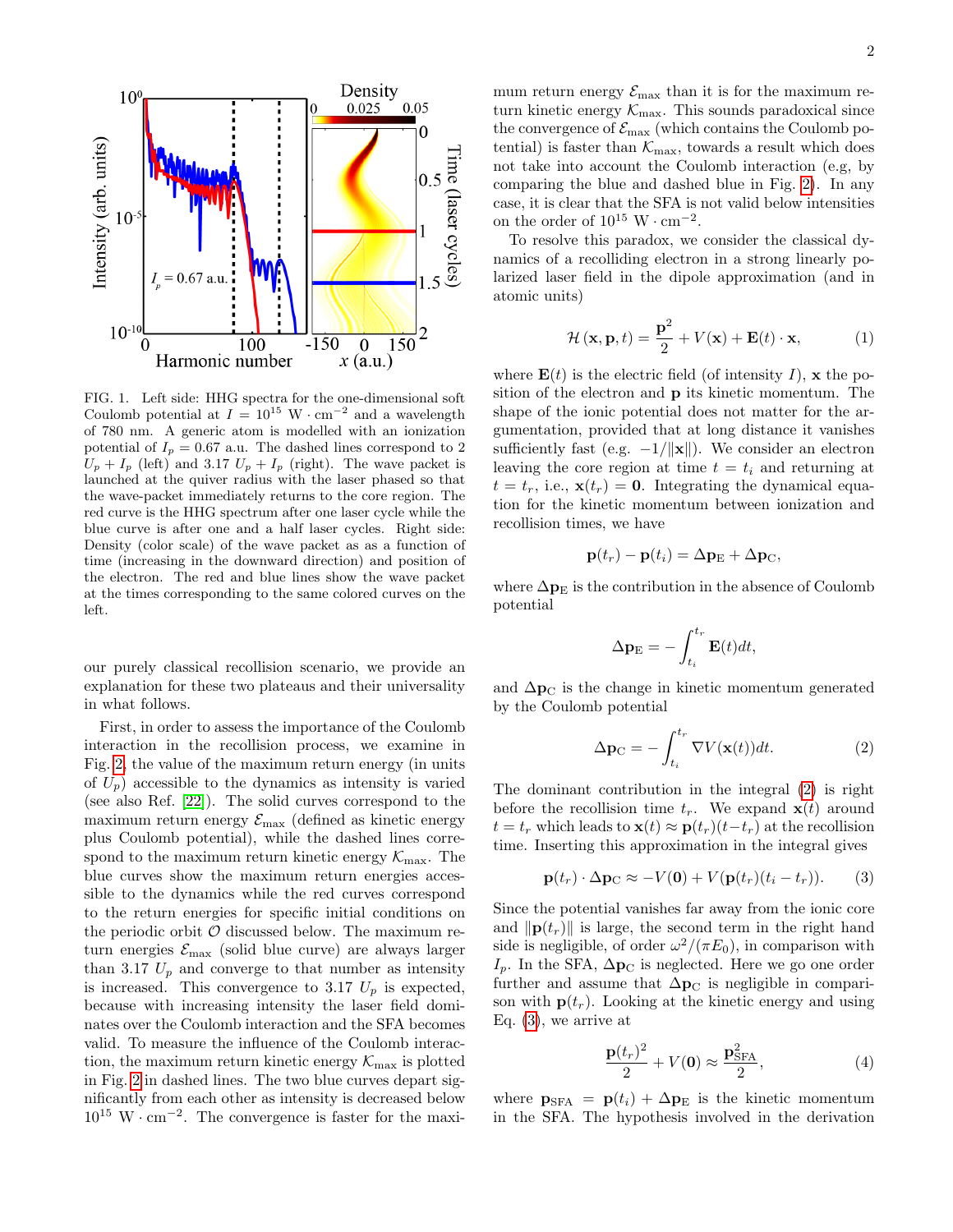FIG. 1. Left side: HHG spectra for the one-dimensional soft Coulomb potential at $I = 10^{15}$ W · cm$^{-2}$ and a wavelength of 780 nm. A generic atom is modelled with an ionization potential of $I_p = 0.67$ a.u. The dashed lines correspond to 2 $U_p + I_p$ (left) and 3.17 $U_p + I_p$ (right). The wave packet is launched at the quiver radius with the laser phased so that the wave-packet immediately returns to the core region. The red curve is the HHG spectrum after one laser cycle while the blue curve is after one and a half laser cycles. Right side: Density (color scale) of the wave packet as as a function of time (increasing in the downward direction) and position of the electron. The red and blue lines show the wave packet at the times corresponding to the same colored curves on the left.

our purely classical recollision scenario, we provide an explanation for these two plateaus and their universality in what follows.

First, in order to assess the importance of the Coulomb interaction in the recollision process, we examine in Fig. 2, the value of the maximum return energy (in units of $U_p$) accessible to the dynamics as intensity is varied (see also Ref. [22]). The solid curves correspond to the maximum return energy $\mathcal{E}_{\max}$ (defined as kinetic energy plus Coulomb potential), while the dashed lines correspond to the maximum return kinetic energy $\mathcal{K}_{\max}$. The blue curves show the maximum return energies accessible to the dynamics while the red curves correspond to the return energies for specific initial conditions on the periodic orbit $\mathcal{O}$ discussed below. The maximum return energies $\mathcal{E}_{\max}$ (solid blue curve) are always larger than 3.17 $U_p$ and converge to that number as intensity is increased. This convergence to 3.17 $U_p$ is expected, because with increasing intensity the laser field dominates over the Coulomb interaction and the SFA becomes valid. To measure the influence of the Coulomb interaction, the maximum return kinetic energy $\mathcal{K}_{\max}$ is plotted in Fig. 2 in dashed lines. The two blue curves depart significantly from each other as intensity is decreased below $10^{15}$ W · cm$^{-2}$. The convergence is faster for the maximum return energy $\mathcal{E}_{\max}$ than it is for the maximum return kinetic energy $\mathcal{K}_{\max}$. This sounds paradoxical since the convergence of $\mathcal{E}_{\max}$ (which contains the Coulomb potential) is faster than $\mathcal{K}_{\max}$, towards a result which does not take into account the Coulomb interaction (e.g, by comparing the blue and dashed blue in Fig. 2). In any case, it is clear that the SFA is not valid below intensities on the order of $10^{15}$ W · cm$^{-2}$.

To resolve this paradox, we consider the classical dynamics of a recolliding electron in a strong linearly polarized laser field in the dipole approximation (and in atomic units)

$$\mathcal{H}(\mathbf{x}, \mathbf{p}, t) = \frac{\mathbf{p}^2}{2} + V(\mathbf{x}) + \mathbf{E}(t) \cdot \mathbf{x}, \tag{1}$$

where $\mathbf{E}(t)$ is the electric field (of intensity $I$), $\mathbf{x}$ the position of the electron and $\mathbf{p}$ its kinetic momentum. The shape of the ionic potential does not matter for the argumentation, provided that at long distance it vanishes sufficiently fast (e.g. $-1/\|\mathbf{x}\|$). We consider an electron leaving the core region at time $t = t_i$ and returning at $t = t_r$, i.e., $\mathbf{x}(t_r) = \mathbf{0}$. Integrating the dynamical equation for the kinetic momentum between ionization and recollision times, we have

$$\mathbf{p}(t_r) - \mathbf{p}(t_i) = \Delta\mathbf{p}_{\mathrm{E}} + \Delta\mathbf{p}_{\mathrm{C}},$$

where $\Delta\mathbf{p}_{\mathrm{E}}$ is the contribution in the absence of Coulomb potential

$$\Delta\mathbf{p}_{\mathrm{E}} = -\int_{t_i}^{t_r} \mathbf{E}(t)dt,$$

and $\Delta\mathbf{p}_{\mathrm{C}}$ is the change in kinetic momentum generated by the Coulomb potential

$$\Delta\mathbf{p}_{\mathrm{C}} = -\int_{t_i}^{t_r} \nabla V(\mathbf{x}(t))dt. \tag{2}$$

The dominant contribution in the integral (2) is right before the recollision time $t_r$. We expand $\mathbf{x}(t)$ around $t = t_r$ which leads to $\mathbf{x}(t) \approx \mathbf{p}(t_r)(t - t_r)$ at the recollision time. Inserting this approximation in the integral gives

$$\mathbf{p}(t_r) \cdot \Delta\mathbf{p}_{\mathrm{C}} \approx -V(\mathbf{0}) + V(\mathbf{p}(t_r)(t_i - t_r)). \tag{3}$$

Since the potential vanishes far away from the ionic core and $\|\mathbf{p}(t_r)\|$ is large, the second term in the right hand side is negligible, of order $\omega^2/(\pi E_0)$, in comparison with $I_p$. In the SFA, $\Delta\mathbf{p}_{\mathrm{C}}$ is neglected. Here we go one order further and assume that $\Delta\mathbf{p}_{\mathrm{C}}$ is negligible in comparison with $\mathbf{p}(t_r)$. Looking at the kinetic energy and using Eq. (3), we arrive at

$$\frac{\mathbf{p}(t_r)^2}{2} + V(\mathbf{0}) \approx \frac{\mathbf{p}_{\mathrm{SFA}}^2}{2}, \tag{4}$$

where $\mathbf{p}_{\mathrm{SFA}} = \mathbf{p}(t_i) + \Delta\mathbf{p}_{\mathrm{E}}$ is the kinetic momentum in the SFA. The hypothesis involved in the derivation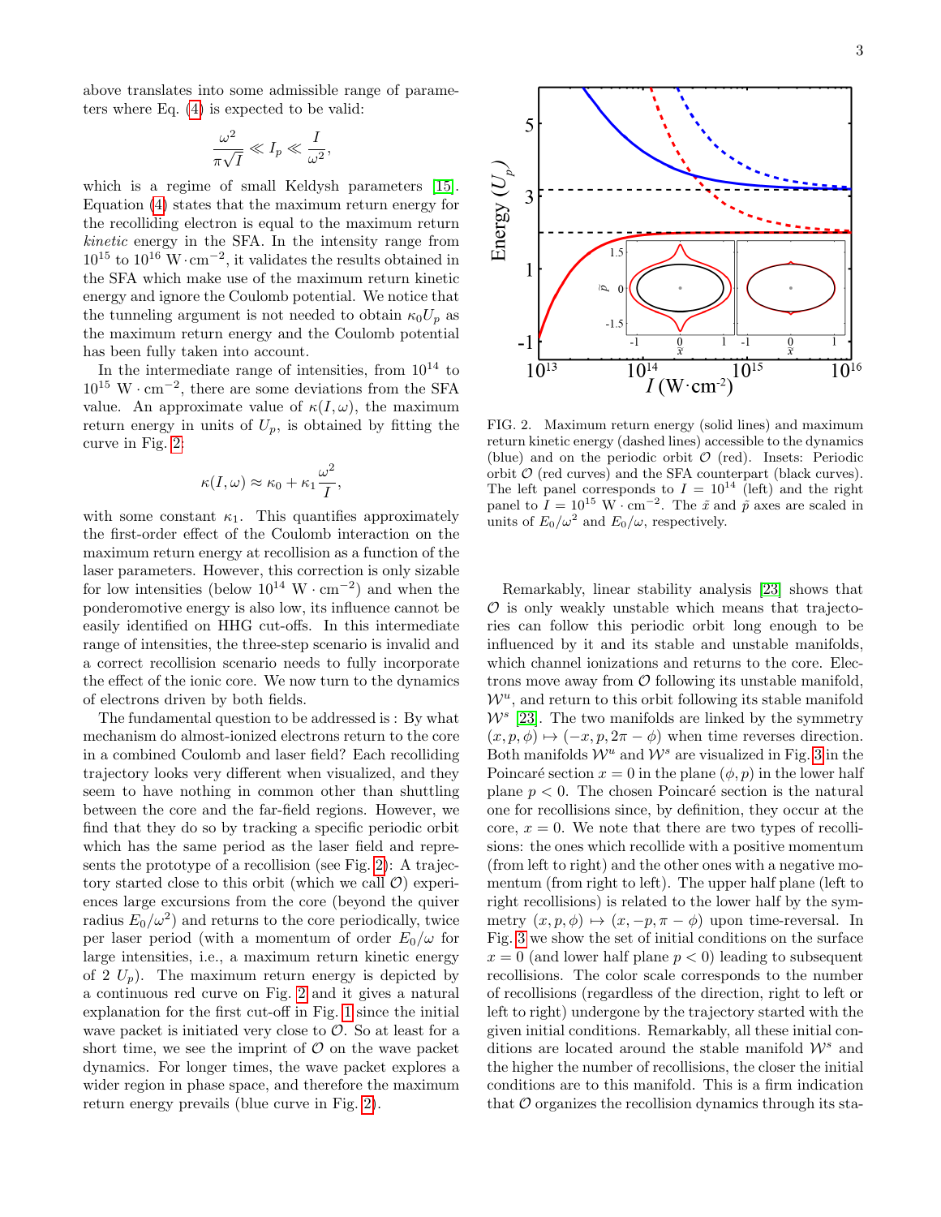above translates into some admissible range of parameters where Eq. (4) is expected to be valid:

$$\frac{\omega^2}{\pi\sqrt{I}} \ll I_p \ll \frac{I}{\omega^2},$$

which is a regime of small Keldysh parameters [15]. Equation (4) states that the maximum return energy for the recolliding electron is equal to the maximum return *kinetic* energy in the SFA. In the intensity range from $10^{15}$ to $10^{16}$ W·cm$^{-2}$, it validates the results obtained in the SFA which make use of the maximum return kinetic energy and ignore the Coulomb potential. We notice that the tunneling argument is not needed to obtain $\kappa_0 U_p$ as the maximum return energy and the Coulomb potential has been fully taken into account.

In the intermediate range of intensities, from $10^{14}$ to $10^{15}$ W · cm$^{-2}$, there are some deviations from the SFA value. An approximate value of $\kappa(I, \omega)$, the maximum return energy in units of $U_p$, is obtained by fitting the curve in Fig. 2:

$$\kappa(I, \omega) \approx \kappa_0 + \kappa_1 \frac{\omega^2}{I},$$

with some constant $\kappa_1$. This quantifies approximately the first-order effect of the Coulomb interaction on the maximum return energy at recollision as a function of the laser parameters. However, this correction is only sizable for low intensities (below $10^{14}$ W · cm$^{-2}$) and when the ponderomotive energy is also low, its influence cannot be easily identified on HHG cut-offs. In this intermediate range of intensities, the three-step scenario is invalid and a correct recollision scenario needs to fully incorporate the effect of the ionic core. We now turn to the dynamics of electrons driven by both fields.

The fundamental question to be addressed is : By what mechanism do almost-ionized electrons return to the core in a combined Coulomb and laser field? Each recolliding trajectory looks very different when visualized, and they seem to have nothing in common other than shuttling between the core and the far-field regions. However, we find that they do so by tracking a specific periodic orbit which has the same period as the laser field and represents the prototype of a recollision (see Fig. 2): A trajectory started close to this orbit (which we call $\mathcal{O}$) experiences large excursions from the core (beyond the quiver radius $E_0/\omega^2$) and returns to the core periodically, twice per laser period (with a momentum of order $E_0/\omega$ for large intensities, i.e., a maximum return kinetic energy of 2 $U_p$). The maximum return energy is depicted by a continuous red curve on Fig. 2 and it gives a natural explanation for the first cut-off in Fig. 1 since the initial wave packet is initiated very close to $\mathcal{O}$. So at least for a short time, we see the imprint of $\mathcal{O}$ on the wave packet dynamics. For longer times, the wave packet explores a wider region in phase space, and therefore the maximum return energy prevails (blue curve in Fig. 2).

FIG. 2. Maximum return energy (solid lines) and maximum return kinetic energy (dashed lines) accessible to the dynamics (blue) and on the periodic orbit $\mathcal{O}$ (red). Insets: Periodic orbit $\mathcal{O}$ (red curves) and the SFA counterpart (black curves). The left panel corresponds to $I = 10^{14}$ (left) and the right panel to $I = 10^{15}$ W · cm$^{-2}$. The $\tilde{x}$ and $\tilde{p}$ axes are scaled in units of $E_0/\omega^2$ and $E_0/\omega$, respectively.

Remarkably, linear stability analysis [23] shows that $\mathcal{O}$ is only weakly unstable which means that trajectories can follow this periodic orbit long enough to be influenced by it and its stable and unstable manifolds, which channel ionizations and returns to the core. Electrons move away from $\mathcal{O}$ following its unstable manifold, $\mathcal{W}^u$, and return to this orbit following its stable manifold $\mathcal{W}^s$ [23]. The two manifolds are linked by the symmetry $(x, p, \phi) \mapsto (-x, p, 2\pi - \phi)$ when time reverses direction. Both manifolds $\mathcal{W}^u$ and $\mathcal{W}^s$ are visualized in Fig. 3 in the Poincaré section $x = 0$ in the plane $(\phi, p)$ in the lower half plane $p < 0$. The chosen Poincaré section is the natural one for recollisions since, by definition, they occur at the core, $x = 0$. We note that there are two types of recollisions: the ones which recollide with a positive momentum (from left to right) and the other ones with a negative momentum (from right to left). The upper half plane (left to right recollisions) is related to the lower half by the symmetry $(x, p, \phi) \mapsto (x, -p, \pi - \phi)$ upon time-reversal. In Fig. 3 we show the set of initial conditions on the surface $x = 0$ (and lower half plane $p < 0$) leading to subsequent recollisions. The color scale corresponds to the number of recollisions (regardless of the direction, right to left or left to right) undergone by the trajectory started with the given initial conditions. Remarkably, all these initial conditions are located around the stable manifold $\mathcal{W}^s$ and the higher the number of recollisions, the closer the initial conditions are to this manifold. This is a firm indication that $\mathcal{O}$ organizes the recollision dynamics through its sta-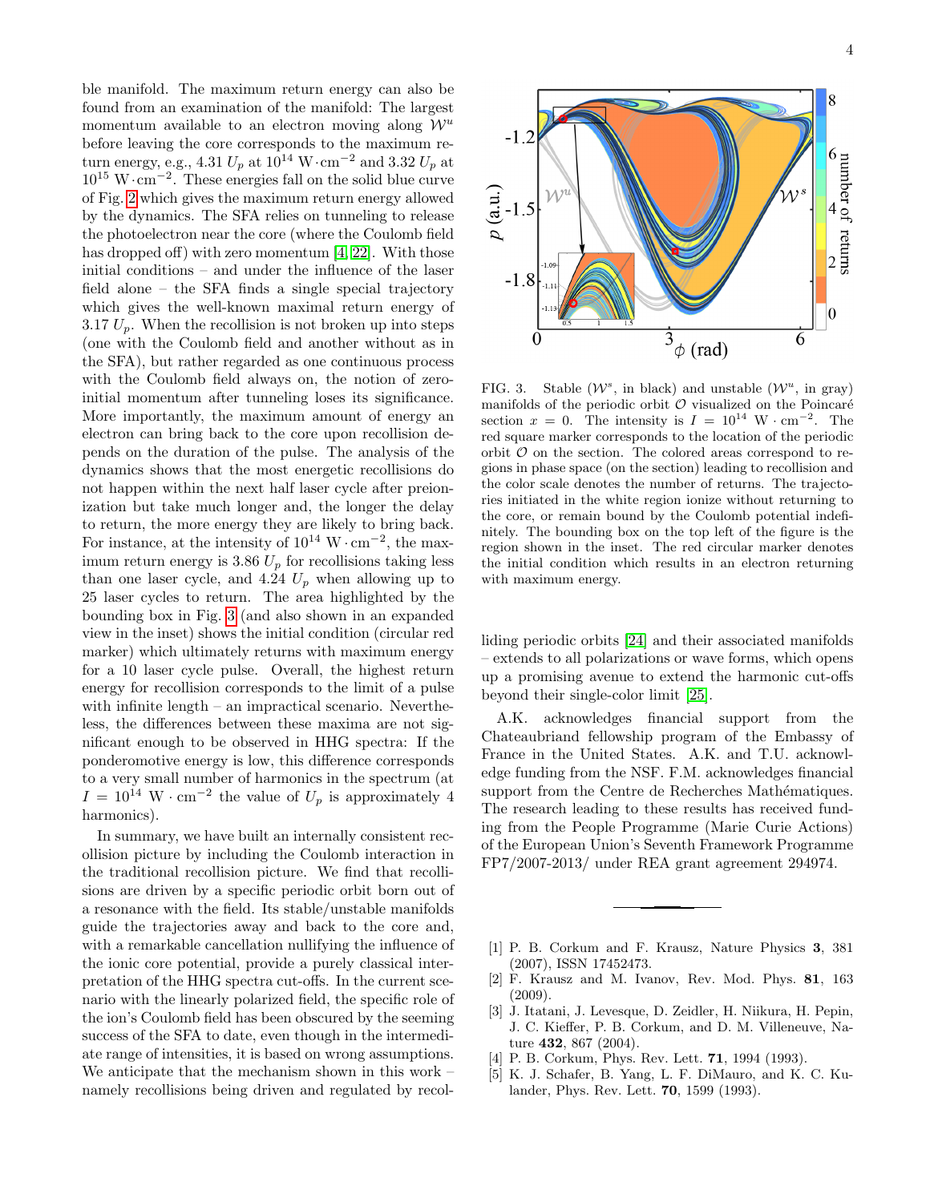ble manifold. The maximum return energy can also be found from an examination of the manifold: The largest momentum available to an electron moving along $\mathcal{W}^u$ before leaving the core corresponds to the maximum return energy, e.g., 4.31 $U_p$ at $10^{14}$ W·cm$^{-2}$ and 3.32 $U_p$ at $10^{15}$ W·cm$^{-2}$. These energies fall on the solid blue curve of Fig. 2 which gives the maximum return energy allowed by the dynamics. The SFA relies on tunneling to release the photoelectron near the core (where the Coulomb field has dropped off) with zero momentum [4, 22]. With those initial conditions – and under the influence of the laser field alone – the SFA finds a single special trajectory which gives the well-known maximal return energy of 3.17 $U_p$. When the recollision is not broken up into steps (one with the Coulomb field and another without as in the SFA), but rather regarded as one continuous process with the Coulomb field always on, the notion of zero-initial momentum after tunneling loses its significance. More importantly, the maximum amount of energy an electron can bring back to the core upon recollision depends on the duration of the pulse. The analysis of the dynamics shows that the most energetic recollisions do not happen within the next half laser cycle after preionization but take much longer and, the longer the delay to return, the more energy they are likely to bring back. For instance, at the intensity of $10^{14}$ W·cm$^{-2}$, the maximum return energy is 3.86 $U_p$ for recollisions taking less than one laser cycle, and 4.24 $U_p$ when allowing up to 25 laser cycles to return. The area highlighted by the bounding box in Fig. 3 (and also shown in an expanded view in the inset) shows the initial condition (circular red marker) which ultimately returns with maximum energy for a 10 laser cycle pulse. Overall, the highest return energy for recollision corresponds to the limit of a pulse with infinite length – an impractical scenario. Nevertheless, the differences between these maxima are not significant enough to be observed in HHG spectra: If the ponderomotive energy is low, this difference corresponds to a very small number of harmonics in the spectrum (at $I = 10^{14}$ W·cm$^{-2}$ the value of $U_p$ is approximately 4 harmonics).

FIG. 3. Stable ($\mathcal{W}^s$, in black) and unstable ($\mathcal{W}^u$, in gray) manifolds of the periodic orbit $\mathcal{O}$ visualized on the Poincaré section $x = 0$. The intensity is $I = 10^{14}$ W·cm$^{-2}$. The red square marker corresponds to the location of the periodic orbit $\mathcal{O}$ on the section. The colored areas correspond to regions in phase space (on the section) leading to recollision and the color scale denotes the number of returns. The trajectories initiated in the white region ionize without returning to the core, or remain bound by the Coulomb potential indefinitely. The bounding box on the top left of the figure is the region shown in the inset. The red circular marker denotes the initial condition which results in an electron returning with maximum energy.

In summary, we have built an internally consistent recollision picture by including the Coulomb interaction in the traditional recollision picture. We find that recollisions are driven by a specific periodic orbit born out of a resonance with the field. Its stable/unstable manifolds guide the trajectories away and back to the core and, with a remarkable cancellation nullifying the influence of the ionic core potential, provide a purely classical interpretation of the HHG spectra cut-offs. In the current scenario with the linearly polarized field, the specific role of the ion's Coulomb field has been obscured by the seeming success of the SFA to date, even though in the intermediate range of intensities, it is based on wrong assumptions. We anticipate that the mechanism shown in this work – namely recollisions being driven and regulated by recolliding periodic orbits [24] and their associated manifolds – extends to all polarizations or wave forms, which opens up a promising avenue to extend the harmonic cut-offs beyond their single-color limit [25].

A.K. acknowledges financial support from the Chateaubriand fellowship program of the Embassy of France in the United States. A.K. and T.U. acknowledge funding from the NSF. F.M. acknowledges financial support from the Centre de Recherches Mathématiques. The research leading to these results has received funding from the People Programme (Marie Curie Actions) of the European Union's Seventh Framework Programme FP7/2007-2013/ under REA grant agreement 294974.

- [1] P. B. Corkum and F. Krausz, Nature Physics **3**, 381 (2007), ISSN 17452473.
- [2] F. Krausz and M. Ivanov, Rev. Mod. Phys. **81**, 163 (2009).
- [3] J. Itatani, J. Levesque, D. Zeidler, H. Niikura, H. Pepin, J. C. Kieffer, P. B. Corkum, and D. M. Villeneuve, Nature **432**, 867 (2004).
- [4] P. B. Corkum, Phys. Rev. Lett. **71**, 1994 (1993).
- [5] K. J. Schafer, B. Yang, L. F. DiMauro, and K. C. Kulander, Phys. Rev. Lett. **70**, 1599 (1993).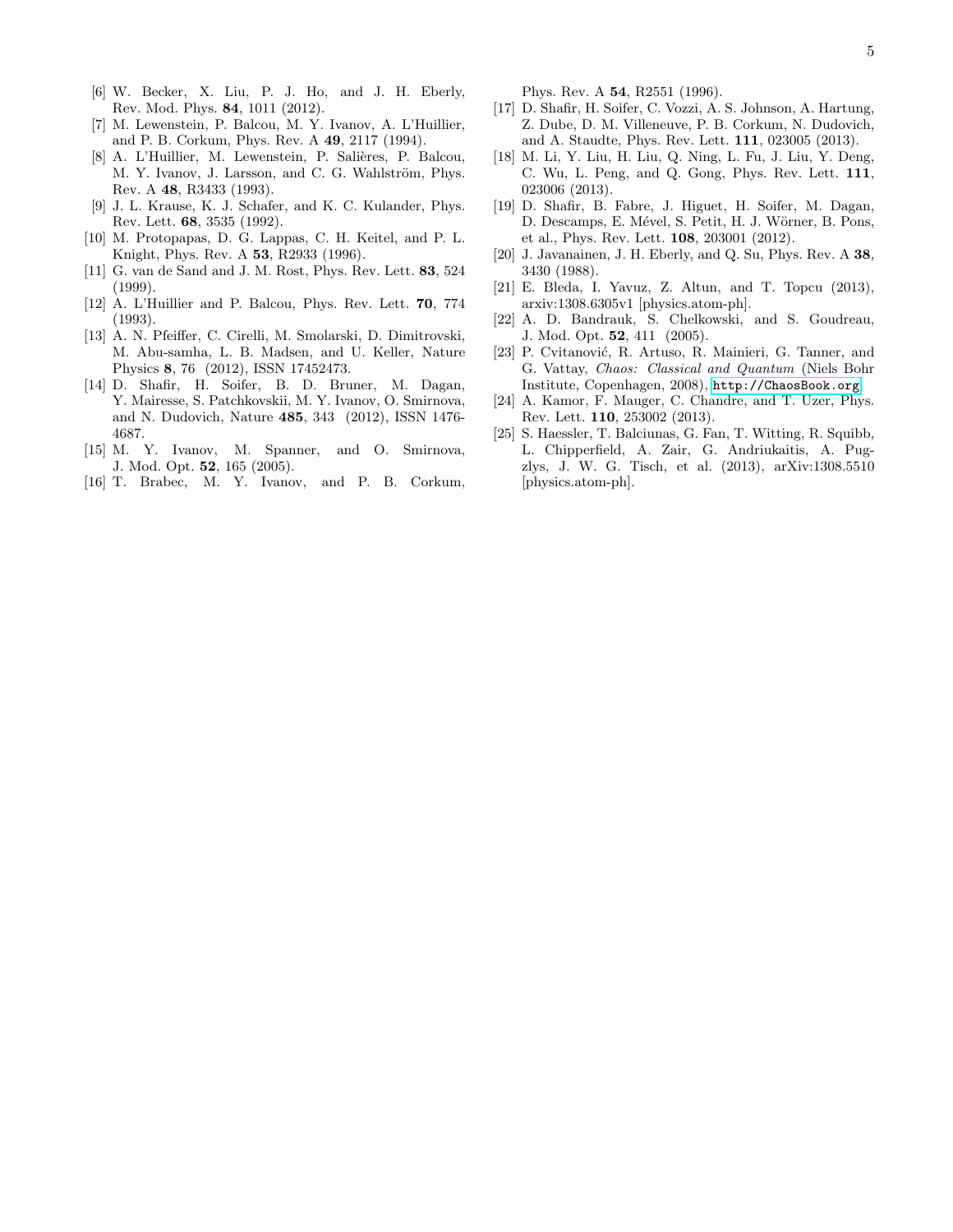[6] W. Becker, X. Liu, P. J. Ho, and J. H. Eberly, Rev. Mod. Phys. **84**, 1011 (2012).

[7] M. Lewenstein, P. Balcou, M. Y. Ivanov, A. L'Huillier, and P. B. Corkum, Phys. Rev. A **49**, 2117 (1994).

[8] A. L'Huillier, M. Lewenstein, P. Salières, P. Balcou, M. Y. Ivanov, J. Larsson, and C. G. Wahlström, Phys. Rev. A **48**, R3433 (1993).

[9] J. L. Krause, K. J. Schafer, and K. C. Kulander, Phys. Rev. Lett. **68**, 3535 (1992).

[10] M. Protopapas, D. G. Lappas, C. H. Keitel, and P. L. Knight, Phys. Rev. A **53**, R2933 (1996).

[11] G. van de Sand and J. M. Rost, Phys. Rev. Lett. **83**, 524 (1999).

[12] A. L'Huillier and P. Balcou, Phys. Rev. Lett. **70**, 774 (1993).

[13] A. N. Pfeiffer, C. Cirelli, M. Smolarski, D. Dimitrovski, M. Abu-samha, L. B. Madsen, and U. Keller, Nature Physics **8**, 76 (2012), ISSN 17452473.

[14] D. Shafir, H. Soifer, B. D. Bruner, M. Dagan, Y. Mairesse, S. Patchkovskii, M. Y. Ivanov, O. Smirnova, and N. Dudovich, Nature **485**, 343 (2012), ISSN 1476-4687.

[15] M. Y. Ivanov, M. Spanner, and O. Smirnova, J. Mod. Opt. **52**, 165 (2005).

[16] T. Brabec, M. Y. Ivanov, and P. B. Corkum, Phys. Rev. A **54**, R2551 (1996).

[17] D. Shafir, H. Soifer, C. Vozzi, A. S. Johnson, A. Hartung, Z. Dube, D. M. Villeneuve, P. B. Corkum, N. Dudovich, and A. Staudte, Phys. Rev. Lett. **111**, 023005 (2013).

[18] M. Li, Y. Liu, H. Liu, Q. Ning, L. Fu, J. Liu, Y. Deng, C. Wu, L. Peng, and Q. Gong, Phys. Rev. Lett. **111**, 023006 (2013).

[19] D. Shafir, B. Fabre, J. Higuet, H. Soifer, M. Dagan, D. Descamps, E. Mével, S. Petit, H. J. Wörner, B. Pons, et al., Phys. Rev. Lett. **108**, 203001 (2012).

[20] J. Javanainen, J. H. Eberly, and Q. Su, Phys. Rev. A **38**, 3430 (1988).

[21] E. Bleda, I. Yavuz, Z. Altun, and T. Topcu (2013), arxiv:1308.6305v1 [physics.atom-ph].

[22] A. D. Bandrauk, S. Chelkowski, and S. Goudreau, J. Mod. Opt. **52**, 411 (2005).

[23] P. Cvitanović, R. Artuso, R. Mainieri, G. Tanner, and G. Vattay, *Chaos: Classical and Quantum* (Niels Bohr Institute, Copenhagen, 2008), http://ChaosBook.org.

[24] A. Kamor, F. Mauger, C. Chandre, and T. Uzer, Phys. Rev. Lett. **110**, 253002 (2013).

[25] S. Haessler, T. Balciunas, G. Fan, T. Witting, R. Squibb, L. Chipperfield, A. Zair, G. Andriukaitis, A. Pugzlys, J. W. G. Tisch, et al. (2013), arXiv:1308.5510 [physics.atom-ph].